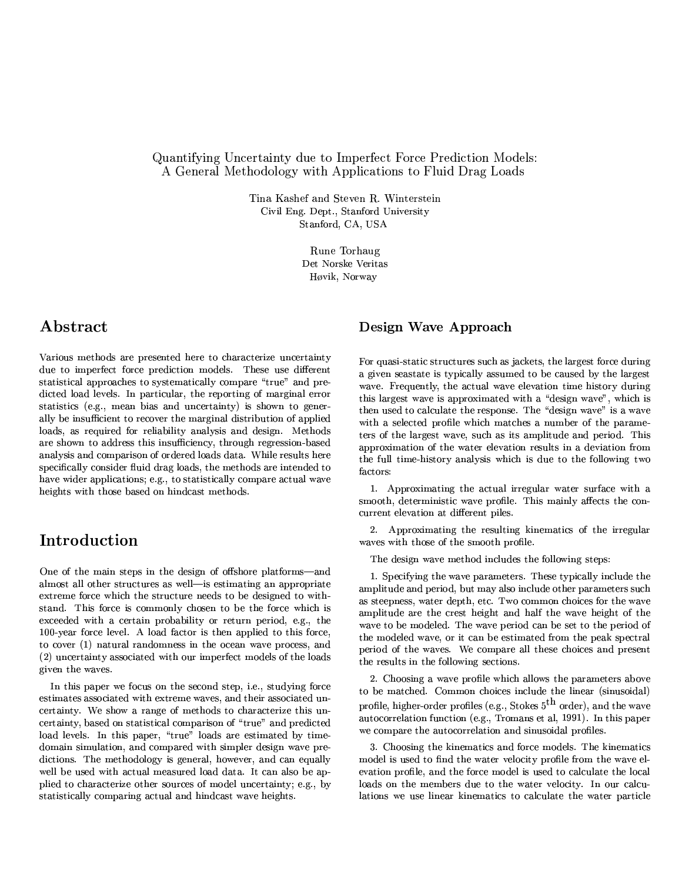# Quantifying Uncertainty due to Imperfect Force Prediction Models: A General Methodology with Applications to Fluid Drag Loads

Tina Kashef and Steven R. Winterstein
Civil Eng. Dept., Stanford University
Stanford, CA, USA

Rune Torhaug
Det Norske Veritas
Høvik, Norway

## Abstract

Various methods are presented here to characterize uncertainty due to imperfect force prediction models. These use different statistical approaches to systematically compare "true" and predicted load levels. In particular, the reporting of marginal error statistics (e.g., mean bias and uncertainty) is shown to generally be insufficient to recover the marginal distribution of applied loads, as required for reliability analysis and design. Methods are shown to address this insufficiency, through regression-based analysis and comparison of ordered loads data. While results here specifically consider fluid drag loads, the methods are intended to have wider applications; e.g., to statistically compare actual wave heights with those based on hindcast methods.

## Introduction

One of the main steps in the design of offshore platforms—and almost all other structures as well—is estimating an appropriate extreme force which the structure needs to be designed to withstand. This force is commonly chosen to be the force which is exceeded with a certain probability or return period, e.g., the 100-year force level. A load factor is then applied to this force, to cover (1) natural randomness in the ocean wave process, and (2) uncertainty associated with our imperfect models of the loads given the waves.

In this paper we focus on the second step, i.e., studying force estimates associated with extreme waves, and their associated uncertainty. We show a range of methods to characterize this uncertainty, based on statistical comparison of "true" and predicted load levels. In this paper, "true" loads are estimated by time-domain simulation, and compared with simpler design wave predictions. The methodology is general, however, and can equally well be used with actual measured load data. It can also be applied to characterize other sources of model uncertainty; e.g., by statistically comparing actual and hindcast wave heights.

## Design Wave Approach

For quasi-static structures such as jackets, the largest force during a given seastate is typically assumed to be caused by the largest wave. Frequently, the actual wave elevation time history during this largest wave is approximated with a "design wave", which is then used to calculate the response. The "design wave" is a wave with a selected profile which matches a number of the parameters of the largest wave, such as its amplitude and period. This approximation of the water elevation results in a deviation from the full time-history analysis which is due to the following two factors:

1. Approximating the actual irregular water surface with a smooth, deterministic wave profile. This mainly affects the concurrent elevation at different piles.

2. Approximating the resulting kinematics of the irregular waves with those of the smooth profile.

The design wave method includes the following steps:

1. Specifying the wave parameters. These typically include the amplitude and period, but may also include other parameters such as steepness, water depth, etc. Two common choices for the wave amplitude are the crest height and half the wave height of the wave to be modeled. The wave period can be set to the period of the modeled wave, or it can be estimated from the peak spectral period of the waves. We compare all these choices and present the results in the following sections.

2. Choosing a wave profile which allows the parameters above to be matched. Common choices include the linear (sinusoidal) profile, higher-order profiles (e.g., Stokes $5^{\text{th}}$ order), and the wave autocorrelation function (e.g., Tromans et al, 1991). In this paper we compare the autocorrelation and sinusoidal profiles.

3. Choosing the kinematics and force models. The kinematics model is used to find the water velocity profile from the wave elevation profile, and the force model is used to calculate the local loads on the members due to the water velocity. In our calculations we use linear kinematics to calculate the water particle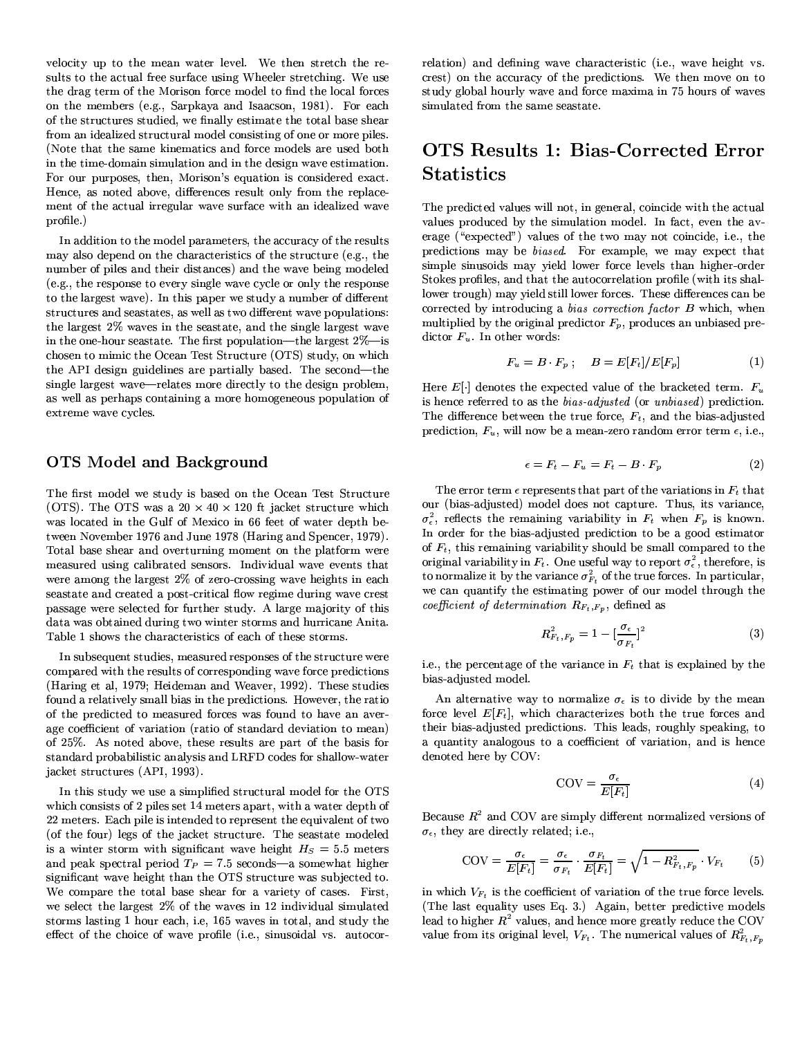velocity up to the mean water level. We then stretch the results to the actual free surface using Wheeler stretching. We use the drag term of the Morison force model to find the local forces on the members (e.g., Sarpkaya and Isaacson, 1981). For each of the structures studied, we finally estimate the total base shear from an idealized structural model consisting of one or more piles. (Note that the same kinematics and force models are used both in the time-domain simulation and in the design wave estimation. For our purposes, then, Morison's equation is considered exact. Hence, as noted above, differences result only from the replacement of the actual irregular wave surface with an idealized wave profile.)

In addition to the model parameters, the accuracy of the results may also depend on the characteristics of the structure (e.g., the number of piles and their distances) and the wave being modeled (e.g., the response to every single wave cycle or only the response to the largest wave). In this paper we study a number of different structures and seastates, as well as two different wave populations: the largest 2% waves in the seastate, and the single largest wave in the one-hour seastate. The first population—the largest 2%—is chosen to mimic the Ocean Test Structure (OTS) study, on which the API design guidelines are partially based. The second—the single largest wave—relates more directly to the design problem, as well as perhaps containing a more homogeneous population of extreme wave cycles.

## OTS Model and Background

The first model we study is based on the Ocean Test Structure (OTS). The OTS was a 20 × 40 × 120 ft jacket structure which was located in the Gulf of Mexico in 66 feet of water depth between November 1976 and June 1978 (Haring and Spencer, 1979). Total base shear and overturning moment on the platform were measured using calibrated sensors. Individual wave events that were among the largest 2% of zero-crossing wave heights in each seastate and created a post-critical flow regime during wave crest passage were selected for further study. A large majority of this data was obtained during two winter storms and hurricane Anita. Table 1 shows the characteristics of each of these storms.

In subsequent studies, measured responses of the structure were compared with the results of corresponding wave force predictions (Haring et al, 1979; Heideman and Weaver, 1992). These studies found a relatively small bias in the predictions. However, the ratio of the predicted to measured forces was found to have an average coefficient of variation (ratio of standard deviation to mean) of 25%. As noted above, these results are part of the basis for standard probabilistic analysis and LRFD codes for shallow-water jacket structures (API, 1993).

In this study we use a simplified structural model for the OTS which consists of 2 piles set 14 meters apart, with a water depth of 22 meters. Each pile is intended to represent the equivalent of two (of the four) legs of the jacket structure. The seastate modeled is a winter storm with significant wave height $H_S = 5.5$ meters and peak spectral period $T_P = 7.5$ seconds—a somewhat higher significant wave height than the OTS structure was subjected to. We compare the total base shear for a variety of cases. First, we select the largest 2% of the waves in 12 individual simulated storms lasting 1 hour each, i.e, 165 waves in total, and study the effect of the choice of wave profile (i.e., sinusoidal vs. autocorrelation) and defining wave characteristic (i.e., wave height vs. crest) on the accuracy of the predictions. We then move on to study global hourly wave and force maxima in 75 hours of waves simulated from the same seastate.

## OTS Results 1: Bias-Corrected Error Statistics

The predicted values will not, in general, coincide with the actual values produced by the simulation model. In fact, even the average ("expected") values of the two may not coincide, i.e., the predictions may be *biased*. For example, we may expect that simple sinusoids may yield lower force levels than higher-order Stokes profiles, and that the autocorrelation profile (with its shallower trough) may yield still lower forces. These differences can be corrected by introducing a *bias correction factor* $B$ which, when multiplied by the original predictor $F_p$, produces an unbiased predictor $F_u$. In other words:

$$F_u = B \cdot F_p \, ; \quad B = E[F_t]/E[F_p] \tag{1}$$

Here $E[\cdot]$ denotes the expected value of the bracketed term. $F_u$ is hence referred to as the *bias-adjusted* (or *unbiased*) prediction. The difference between the true force, $F_t$, and the bias-adjusted prediction, $F_u$, will now be a mean-zero random error term $\epsilon$, i.e.,

$$\epsilon = F_t - F_u = F_t - B \cdot F_p \tag{2}$$

The error term $\epsilon$ represents that part of the variations in $F_t$ that our (bias-adjusted) model does not capture. Thus, its variance, $\sigma_\epsilon^2$, reflects the remaining variability in $F_t$ when $F_p$ is known. In order for the bias-adjusted prediction to be a good estimator of $F_t$, this remaining variability should be small compared to the original variability in $F_t$. One useful way to report $\sigma_\epsilon^2$, therefore, is to normalize it by the variance $\sigma_{F_t}^2$ of the true forces. In particular, we can quantify the estimating power of our model through the *coefficient of determination* $R_{F_t,F_p}$, defined as

$$R^2_{F_t,F_p} = 1 - [\frac{\sigma_\epsilon}{\sigma_{F_t}}]^2 \tag{3}$$

i.e., the percentage of the variance in $F_t$ that is explained by the bias-adjusted model.

An alternative way to normalize $\sigma_\epsilon$ is to divide by the mean force level $E[F_t]$, which characterizes both the true forces and their bias-adjusted predictions. This leads, roughly speaking, to a quantity analogous to a coefficient of variation, and is hence denoted here by COV:

$$\text{COV} = \frac{\sigma_\epsilon}{E[F_t]} \tag{4}$$

Because $R^2$ and COV are simply different normalized versions of $\sigma_\epsilon$, they are directly related; i.e.,

$$\text{COV} = \frac{\sigma_\epsilon}{E[F_t]} = \frac{\sigma_\epsilon}{\sigma_{F_t}} \cdot \frac{\sigma_{F_t}}{E[F_t]} = \sqrt{1 - R^2_{F_t,F_p}} \cdot V_{F_t} \tag{5}$$

in which $V_{F_t}$ is the coefficient of variation of the true force levels. (The last equality uses Eq. 3.) Again, better predictive models lead to higher $R^2$ values, and hence more greatly reduce the COV value from its original level, $V_{F_t}$. The numerical values of $R^2_{F_t,F_p}$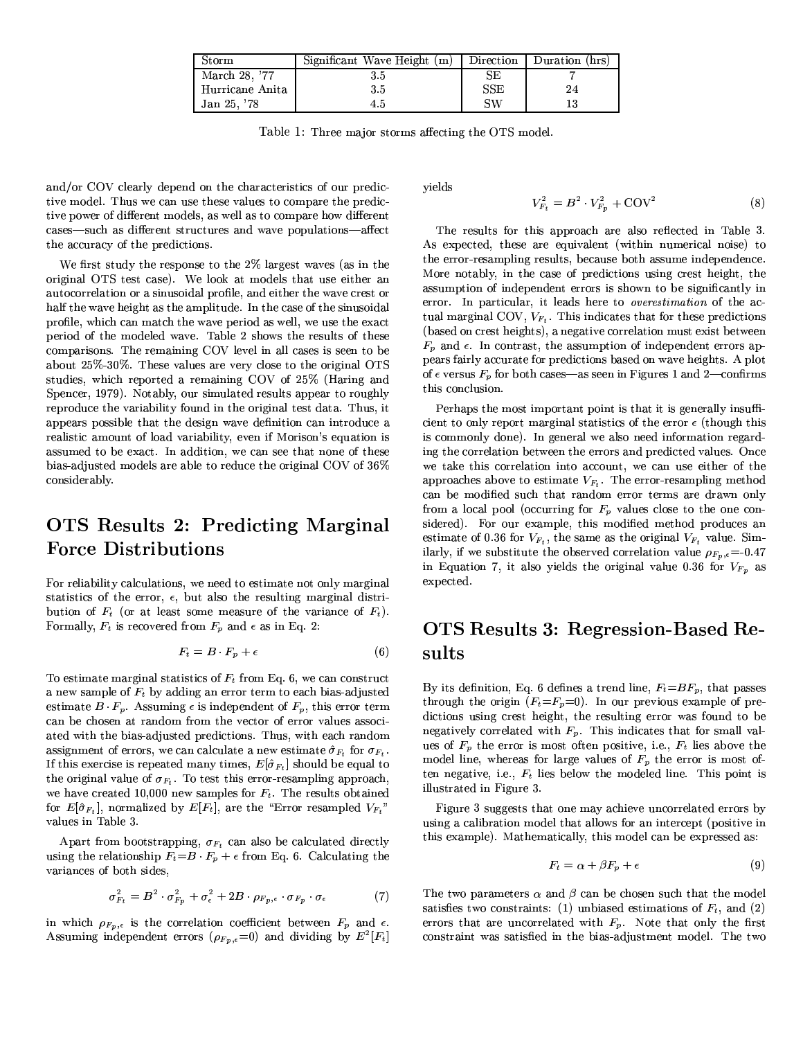| Storm | Significant Wave Height (m) | Direction | Duration (hrs) |
|---|---|---|---|
| March 28, '77 | 3.5 | SE | 7 |
| Hurricane Anita | 3.5 | SSE | 24 |
| Jan 25, '78 | 4.5 | SW | 13 |

Table 1: Three major storms affecting the OTS model.

and/or COV clearly depend on the characteristics of our predictive model. Thus we can use these values to compare the predictive power of different models, as well as to compare how different cases—such as different structures and wave populations—affect the accuracy of the predictions.

We first study the response to the 2% largest waves (as in the original OTS test case). We look at models that use either an autocorrelation or a sinusoidal profile, and either the wave crest or half the wave height as the amplitude. In the case of the sinusoidal profile, which can match the wave period as well, we use the exact period of the modeled wave. Table 2 shows the results of these comparisons. The remaining COV level in all cases is seen to be about 25%-30%. These values are very close to the original OTS studies, which reported a remaining COV of 25% (Haring and Spencer, 1979). Notably, our simulated results appear to roughly reproduce the variability found in the original test data. Thus, it appears possible that the design wave definition can introduce a realistic amount of load variability, even if Morison's equation is assumed to be exact. In addition, we can see that none of these bias-adjusted models are able to reduce the original COV of 36% considerably.

## OTS Results 2: Predicting Marginal Force Distributions

For reliability calculations, we need to estimate not only marginal statistics of the error, $\epsilon$, but also the resulting marginal distribution of $F_t$ (or at least some measure of the variance of $F_t$). Formally, $F_t$ is recovered from $F_p$ and $\epsilon$ as in Eq. 2:

$$F_t = B \cdot F_p + \epsilon \tag{6}$$

To estimate marginal statistics of $F_t$ from Eq. 6, we can construct a new sample of $F_t$ by adding an error term to each bias-adjusted estimate $B \cdot F_p$. Assuming $\epsilon$ is independent of $F_p$, this error term can be chosen at random from the vector of error values associated with the bias-adjusted predictions. Thus, with each random assignment of errors, we can calculate a new estimate $\hat{\sigma}_{F_t}$ for $\sigma_{F_t}$. If this exercise is repeated many times, $E[\hat{\sigma}_{F_t}]$ should be equal to the original value of $\sigma_{F_t}$. To test this error-resampling approach, we have created 10,000 new samples for $F_t$. The results obtained for $E[\hat{\sigma}_{F_t}]$, normalized by $E[F_t]$, are the "Error resampled $V_{F_t}$" values in Table 3.

Apart from bootstrapping, $\sigma_{F_t}$ can also be calculated directly using the relationship $F_t = B \cdot F_p + \epsilon$ from Eq. 6. Calculating the variances of both sides,

$$\sigma^2_{F_t} = B^2 \cdot \sigma^2_{F_p} + \sigma^2_{\epsilon} + 2B \cdot \rho_{F_p,\epsilon} \cdot \sigma_{F_p} \cdot \sigma_{\epsilon} \tag{7}$$

in which $\rho_{F_p,\epsilon}$ is the correlation coefficient between $F_p$ and $\epsilon$. Assuming independent errors ($\rho_{F_p,\epsilon}=0$) and dividing by $E^2[F_t]$ yields

$$V^2_{F_t} = B^2 \cdot V^2_{F_p} + \text{COV}^2 \tag{8}$$

The results for this approach are also reflected in Table 3. As expected, these are equivalent (within numerical noise) to the error-resampling results, because both assume independence. More notably, in the case of predictions using crest height, the assumption of independent errors is shown to be significantly in error. In particular, it leads here to *overestimation* of the actual marginal COV, $V_{F_t}$. This indicates that for these predictions (based on crest heights), a negative correlation must exist between $F_p$ and $\epsilon$. In contrast, the assumption of independent errors appears fairly accurate for predictions based on wave heights. A plot of $\epsilon$ versus $F_p$ for both cases—as seen in Figures 1 and 2—confirms this conclusion.

Perhaps the most important point is that it is generally insufficient to only report marginal statistics of the error $\epsilon$ (though this is commonly done). In general we also need information regarding the correlation between the errors and predicted values. Once we take this correlation into account, we can use either of the approaches above to estimate $V_{F_t}$. The error-resampling method can be modified such that random error terms are drawn only from a local pool (occurring for $F_p$ values close to the one considered). For our example, this modified method produces an estimate of 0.36 for $V_{F_t}$, the same as the original $V_{F_t}$ value. Similarly, if we substitute the observed correlation value $\rho_{F_p,\epsilon}$=-0.47 in Equation 7, it also yields the original value 0.36 for $V_{F_p}$ as expected.

## OTS Results 3: Regression-Based Results

By its definition, Eq. 6 defines a trend line, $F_t = BF_p$, that passes through the origin ($F_t = F_p = 0$). In our previous example of predictions using crest height, the resulting error was found to be negatively correlated with $F_p$. This indicates that for small values of $F_p$ the error is most often positive, i.e., $F_t$ lies above the model line, whereas for large values of $F_p$ the error is most often negative, i.e., $F_t$ lies below the modeled line. This point is illustrated in Figure 3.

Figure 3 suggests that one may achieve uncorrelated errors by using a calibration model that allows for an intercept (positive in this example). Mathematically, this model can be expressed as:

$$F_t = \alpha + \beta F_p + \epsilon \tag{9}$$

The two parameters $\alpha$ and $\beta$ can be chosen such that the model satisfies two constraints: (1) unbiased estimations of $F_t$, and (2) errors that are uncorrelated with $F_p$. Note that only the first constraint was satisfied in the bias-adjustment model. The two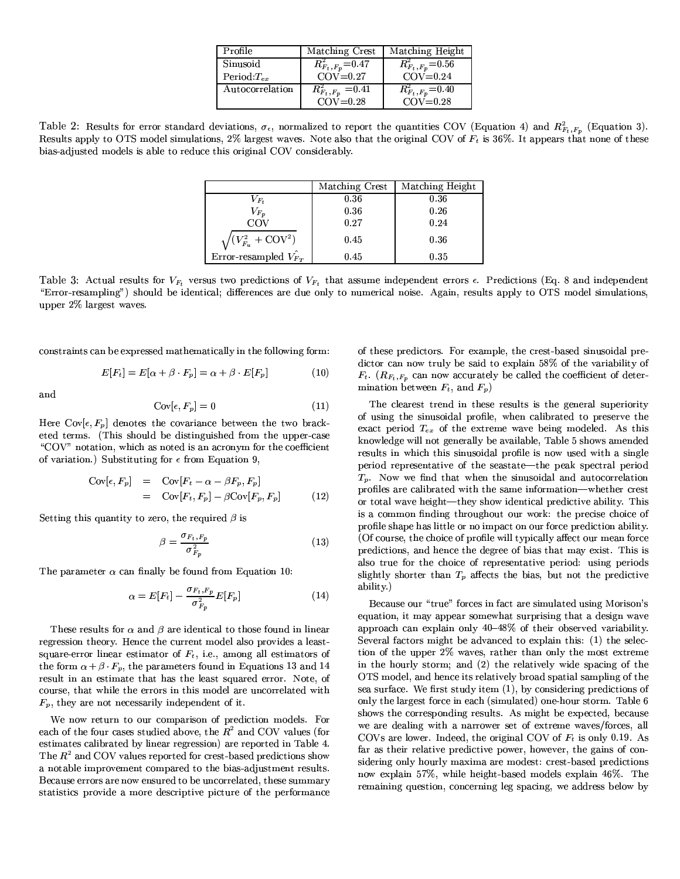| Profile | Matching Crest | Matching Height |
|---|---|---|
| Sinusoid | $R^2_{F_t,F_p}$=0.47 | $R^2_{F_t,F_p}$=0.56 |
| Period: $T_{ex}$ | COV=0.27 | COV=0.24 |
| Autocorrelation | $R^2_{F_t,F_p}$ =0.41 | $R^2_{F_t,F_p}$=0.40 |
| | COV=0.28 | COV=0.28 |

Table 2: Results for error standard deviations, $\sigma_\epsilon$, normalized to report the quantities COV (Equation 4) and $R^2_{F_t,F_p}$ (Equation 3). Results apply to OTS model simulations, 2% largest waves. Note also that the original COV of $F_t$ is 36%. It appears that none of these bias-adjusted models is able to reduce this original COV considerably.

| | Matching Crest | Matching Height |
|---|---|---|
| $V_{F_t}$ | 0.36 | 0.36 |
| $V_{F_p}$ | 0.36 | 0.26 |
| COV | 0.27 | 0.24 |
| $\sqrt{(V^2_{F_u} + \text{COV}^2)}$ | 0.45 | 0.36 |
| Error-resampled $\hat{V_{F_T}}$ | 0.45 | 0.35 |

Table 3: Actual results for $V_{F_t}$ versus two predictions of $V_{F_t}$ that assume independent errors $\epsilon$. Predictions (Eq. 8 and independent "Error-resampling") should be identical; differences are due only to numerical noise. Again, results apply to OTS model simulations, upper 2% largest waves.

constraints can be expressed mathematically in the following form:

$$E[F_t] = E[\alpha + \beta \cdot F_p] = \alpha + \beta \cdot E[F_p] \tag{10}$$

and

$$\text{Cov}[\epsilon, F_p] = 0 \tag{11}$$

Here $\text{Cov}[\epsilon, F_p]$ denotes the covariance between the two bracketed terms. (This should be distinguished from the upper-case "COV" notation, which as noted is an acronym for the coefficient of variation.) Substituting for $\epsilon$ from Equation 9,

$$\begin{aligned} \text{Cov}[\epsilon, F_p] &= \text{Cov}[F_t - \alpha - \beta F_p, F_p] \\ &= \text{Cov}[F_t, F_p] - \beta \text{Cov}[F_p, F_p] \end{aligned} \tag{12}$$

Setting this quantity to zero, the required $\beta$ is

$$\beta = \frac{\sigma_{F_t,F_p}}{\sigma^2_{F_p}} \tag{13}$$

The parameter $\alpha$ can finally be found from Equation 10:

$$\alpha = E[F_t] - \frac{\sigma_{F_t,F_p}}{\sigma^2_{F_p}} E[F_p] \tag{14}$$

These results for $\alpha$ and $\beta$ are identical to those found in linear regression theory. Hence the current model also provides a least-square-error linear estimator of $F_t$, i.e., among all estimators of the form $\alpha + \beta \cdot F_p$, the parameters found in Equations 13 and 14 result in an estimate that has the least squared error. Note, of course, that while the errors in this model are uncorrelated with $F_p$, they are not necessarily independent of it.

We now return to our comparison of prediction models. For each of the four cases studied above, the $R^2$ and COV values (for estimates calibrated by linear regression) are reported in Table 4. The $R^2$ and COV values reported for crest-based predictions show a notable improvement compared to the bias-adjustment results. Because errors are now ensured to be uncorrelated, these summary statistics provide a more descriptive picture of the performance of these predictors. For example, the crest-based sinusoidal predictor can now truly be said to explain 58% of the variability of $F_t$. ($R_{F_t,F_p}$ can now accurately be called the coefficient of determination between $F_t$, and $F_p$)

The clearest trend in these results is the general superiority of using the sinusoidal profile, when calibrated to preserve the exact period $T_{ex}$ of the extreme wave being modeled. As this knowledge will not generally be available, Table 5 shows amended results in which this sinusoidal profile is now used with a single period representative of the seastate—the peak spectral period $T_p$. Now we find that when the sinusoidal and autocorrelation profiles are calibrated with the same information—whether crest or total wave height—they show identical predictive ability. This is a common finding throughout our work: the precise choice of profile shape has little or no impact on our force prediction ability. (Of course, the choice of profile will typically affect our mean force predictions, and hence the degree of bias that may exist. This is also true for the choice of representative period: using periods slightly shorter than $T_p$ affects the bias, but not the predictive ability.)

Because our "true" forces in fact are simulated using Morison's equation, it may appear somewhat surprising that a design wave approach can explain only 40–48% of their observed variability. Several factors might be advanced to explain this: (1) the selection of the upper 2% waves, rather than only the most extreme in the hourly storm; and (2) the relatively wide spacing of the OTS model, and hence its relatively broad spatial sampling of the sea surface. We first study item (1), by considering predictions of only the largest force in each (simulated) one-hour storm. Table 6 shows the corresponding results. As might be expected, because we are dealing with a narrower set of extreme waves/forces, all COVs are lower. Indeed, the original COV of $F_t$ is only 0.19. As far as their relative predictive power, however, the gains of considering only hourly maxima are modest: crest-based predictions now explain 57%, while height-based models explain 46%. The remaining question, concerning leg spacing, we address below by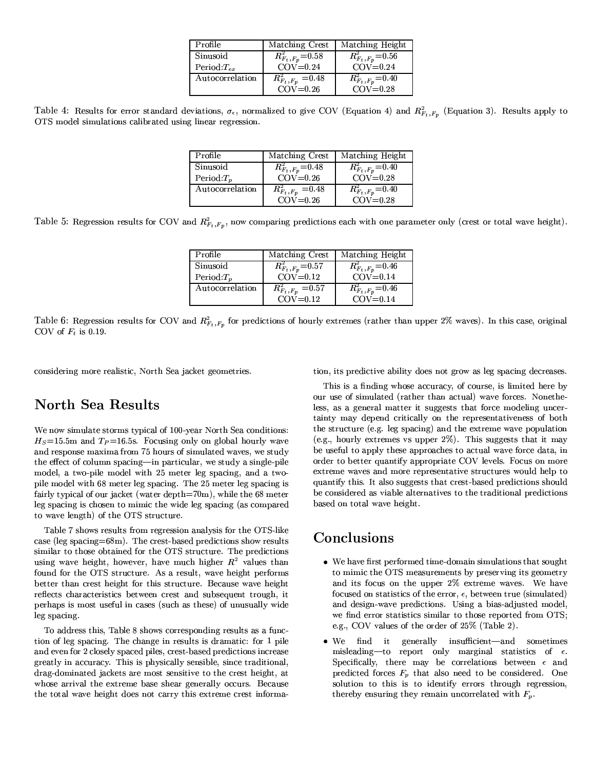| Profile | Matching Crest | Matching Height |
|---|---|---|
| Sinusoid | $R^2_{F_t,F_p}$=0.58 | $R^2_{F_t,F_p}$=0.56 |
| Period:$T_{ex}$ | COV=0.24 | COV=0.24 |
| Autocorrelation | $R^2_{F_t,F_p}$ =0.48 | $R^2_{F_t,F_p}$=0.40 |
| | COV=0.26 | COV=0.28 |

Table 4: Results for error standard deviations, $\sigma_\epsilon$, normalized to give COV (Equation 4) and $R^2_{F_t,F_p}$ (Equation 3). Results apply to OTS model simulations calibrated using linear regression.

| Profile | Matching Crest | Matching Height |
|---|---|---|
| Sinusoid | $R^2_{F_t,F_p}$=0.48 | $R^2_{F_t,F_p}$=0.40 |
| Period:$T_p$ | COV=0.26 | COV=0.28 |
| Autocorrelation | $R^2_{F_t,F_p}$ =0.48 | $R^2_{F_t,F_p}$=0.40 |
| | COV=0.26 | COV=0.28 |

Table 5: Regression results for COV and $R^2_{F_t,F_p}$, now comparing predictions each with one parameter only (crest or total wave height).

| Profile | Matching Crest | Matching Height |
|---|---|---|
| Sinusoid | $R^2_{F_t,F_p}$=0.57 | $R^2_{F_t,F_p}$=0.46 |
| Period:$T_p$ | COV=0.12 | COV=0.14 |
| Autocorrelation | $R^2_{F_t,F_p}$ =0.57 | $R^2_{F_t,F_p}$=0.46 |
| | COV=0.12 | COV=0.14 |

Table 6: Regression results for COV and $R^2_{F_t,F_p}$ for predictions of hourly extremes (rather than upper 2% waves). In this case, original COV of $F_t$ is 0.19.

considering more realistic, North Sea jacket geometries.

## North Sea Results

We now simulate storms typical of 100-year North Sea conditions: $H_S$=15.5m and $T_P$=16.5s. Focusing only on global hourly wave and response maxima from 75 hours of simulated waves, we study the effect of column spacing—in particular, we study a single-pile model, a two-pile model with 25 meter leg spacing, and a two-pile model with 68 meter leg spacing. The 25 meter leg spacing is fairly typical of our jacket (water depth=70m), while the 68 meter leg spacing is chosen to mimic the wide leg spacing (as compared to wave length) of the OTS structure.

Table 7 shows results from regression analysis for the OTS-like case (leg spacing=68m). The crest-based predictions show results similar to those obtained for the OTS structure. The predictions using wave height, however, have much higher $R^2$ values than found for the OTS structure. As a result, wave height performs better than crest height for this structure. Because wave height reflects characteristics between crest and subsequent trough, it perhaps is most useful in cases (such as these) of unusually wide leg spacing.

To address this, Table 8 shows corresponding results as a function of leg spacing. The change in results is dramatic: for 1 pile and even for 2 closely spaced piles, crest-based predictions increase greatly in accuracy. This is physically sensible, since traditional, drag-dominated jackets are most sensitive to the crest height, at whose arrival the extreme base shear generally occurs. Because the total wave height does not carry this extreme crest information, its predictive ability does not grow as leg spacing decreases.

This is a finding whose accuracy, of course, is limited here by our use of simulated (rather than actual) wave forces. Nonetheless, as a general matter it suggests that force modeling uncertainty may depend critically on the representativeness of both the structure (e.g. leg spacing) and the extreme wave population (e.g., hourly extremes vs upper 2%). This suggests that it may be useful to apply these approaches to actual wave force data, in order to better quantify appropriate COV levels. Focus on more extreme waves and more representative structures would help to quantify this. It also suggests that crest-based predictions should be considered as viable alternatives to the traditional predictions based on total wave height.

## Conclusions

- We have first performed time-domain simulations that sought to mimic the OTS measurements by preserving its geometry and its focus on the upper 2% extreme waves. We have focused on statistics of the error, $\epsilon$, between true (simulated) and design-wave predictions. Using a bias-adjusted model, we find error statistics similar to those reported from OTS; e.g., COV values of the order of 25% (Table 2).
- We find it generally insufficient—and sometimes misleading—to report only marginal statistics of $\epsilon$. Specifically, there may be correlations between $\epsilon$ and predicted forces $F_p$ that also need to be considered. One solution to this is to identify errors through regression, thereby ensuring they remain uncorrelated with $F_p$.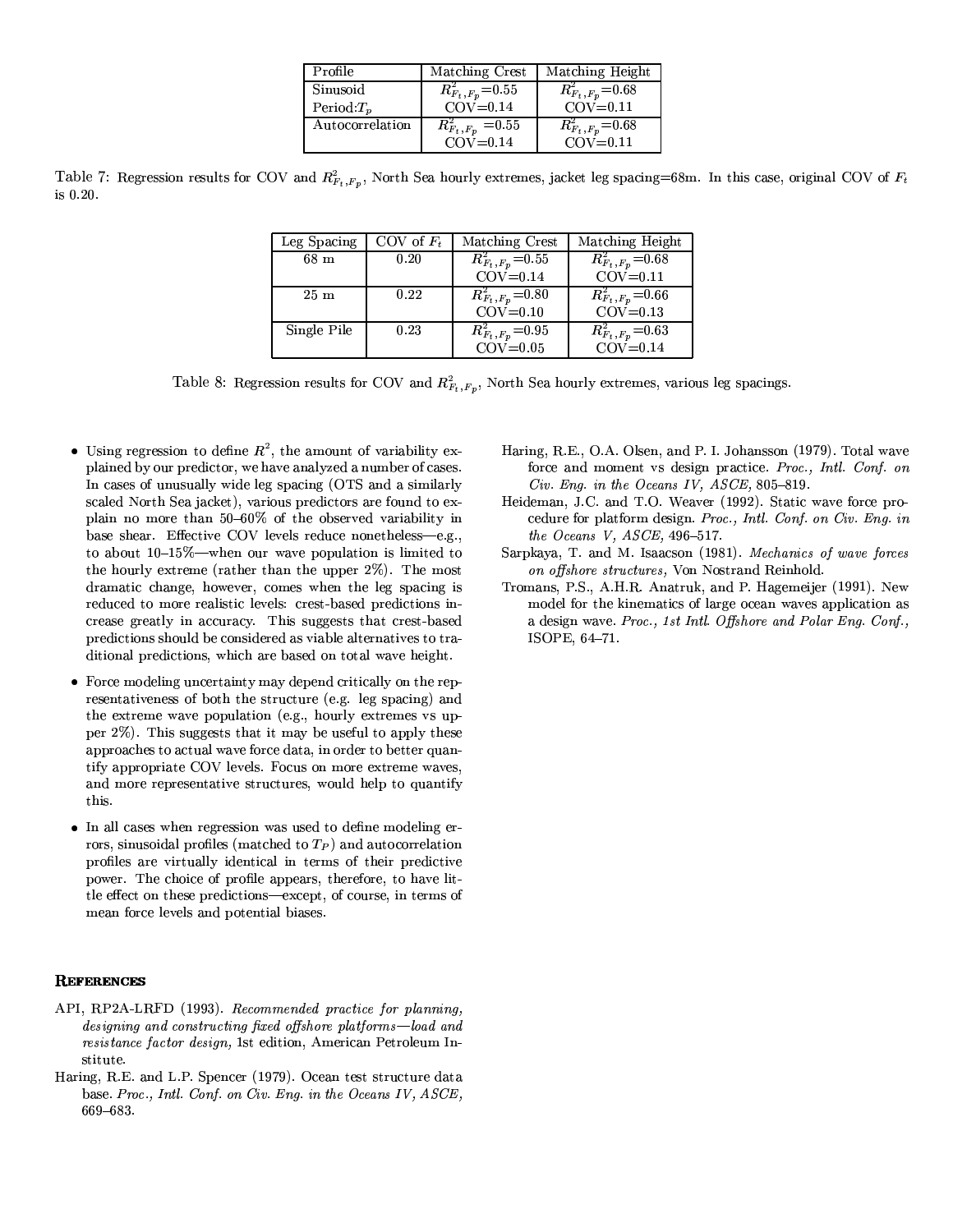| Profile | Matching Crest | Matching Height |
|---|---|---|
| Sinusoid Period: $T_p$ | $R^2_{F_t,F_p}$=0.55 COV=0.14 | $R^2_{F_t,F_p}$=0.68 COV=0.11 |
| Autocorrelation | $R^2_{F_t,F_p}$ =0.55 COV=0.14 | $R^2_{F_t,F_p}$=0.68 COV=0.11 |

Table 7: Regression results for COV and $R^2_{F_t,F_p}$, North Sea hourly extremes, jacket leg spacing=68m. In this case, original COV of $F_t$ is 0.20.

| Leg Spacing | COV of $F_t$ | Matching Crest | Matching Height |
|---|---|---|---|
| 68 m | 0.20 | $R^2_{F_t,F_p}$=0.55 COV=0.14 | $R^2_{F_t,F_p}$=0.68 COV=0.11 |
| 25 m | 0.22 | $R^2_{F_t,F_p}$=0.80 COV=0.10 | $R^2_{F_t,F_p}$=0.66 COV=0.13 |
| Single Pile | 0.23 | $R^2_{F_t,F_p}$=0.95 COV=0.05 | $R^2_{F_t,F_p}$=0.63 COV=0.14 |

Table 8: Regression results for COV and $R^2_{F_t,F_p}$, North Sea hourly extremes, various leg spacings.

- Using regression to define $R^2$, the amount of variability explained by our predictor, we have analyzed a number of cases. In cases of unusually wide leg spacing (OTS and a similarly scaled North Sea jacket), various predictors are found to explain no more than 50–60% of the observed variability in base shear. Effective COV levels reduce nonetheless—e.g., to about 10–15%—when our wave population is limited to the hourly extreme (rather than the upper 2%). The most dramatic change, however, comes when the leg spacing is reduced to more realistic levels: crest-based predictions increase greatly in accuracy. This suggests that crest-based predictions should be considered as viable alternatives to traditional predictions, which are based on total wave height.

- Force modeling uncertainty may depend critically on the representativeness of both the structure (e.g. leg spacing) and the extreme wave population (e.g., hourly extremes vs upper 2%). This suggests that it may be useful to apply these approaches to actual wave force data, in order to better quantify appropriate COV levels. Focus on more extreme waves, and more representative structures, would help to quantify this.

- In all cases when regression was used to define modeling errors, sinusoidal profiles (matched to $T_P$) and autocorrelation profiles are virtually identical in terms of their predictive power. The choice of profile appears, therefore, to have little effect on these predictions—except, of course, in terms of mean force levels and potential biases.

## References

API, RP2A-LRFD (1993). *Recommended practice for planning, designing and constructing fixed offshore platforms—load and resistance factor design,* 1st edition, American Petroleum Institute.

Haring, R.E. and L.P. Spencer (1979). Ocean test structure data base. *Proc., Intl. Conf. on Civ. Eng. in the Oceans IV, ASCE,* 669–683.

Haring, R.E., O.A. Olsen, and P. I. Johansson (1979). Total wave force and moment vs design practice. *Proc., Intl. Conf. on Civ. Eng. in the Oceans IV, ASCE,* 805–819.

Heideman, J.C. and T.O. Weaver (1992). Static wave force procedure for platform design. *Proc., Intl. Conf. on Civ. Eng. in the Oceans V, ASCE,* 496–517.

Sarpkaya, T. and M. Isaacson (1981). *Mechanics of wave forces on offshore structures,* Von Nostrand Reinhold.

Tromans, P.S., A.H.R. Anatruk, and P. Hagemeijer (1991). New model for the kinematics of large ocean waves application as a design wave. *Proc., 1st Intl. Offshore and Polar Eng. Conf., ISOPE,* 64–71.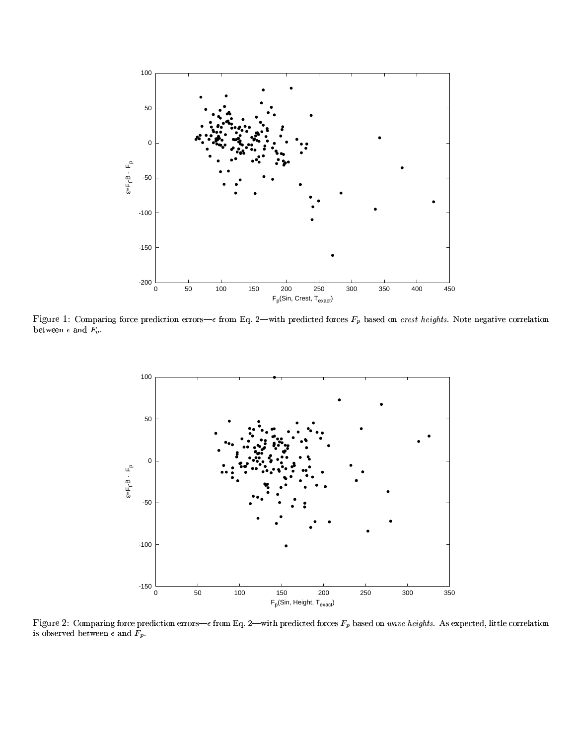Figure 1: Comparing force prediction errors—$\epsilon$ from Eq. 2—with predicted forces $F_p$ based on *crest heights*. Note negative correlation between $\epsilon$ and $F_p$.

Figure 2: Comparing force prediction errors—$\epsilon$ from Eq. 2—with predicted forces $F_p$ based on *wave heights*. As expected, little correlation is observed between $\epsilon$ and $F_p$.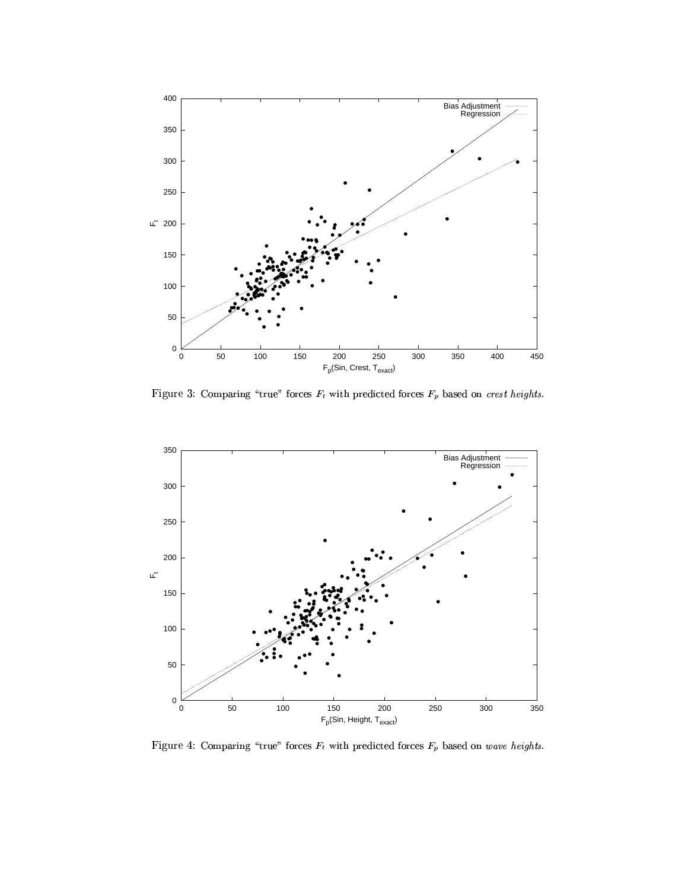Bias Adjustment
Regression

400
350
300
250
200
150
100
50
0

0 50 100 150 200 250 300 350 400 450

$F_t$

$F_p$(Sin, Crest, $T_{exact}$)

Figure 3: Comparing "true" forces $F_t$ with predicted forces $F_p$ based on *crest heights*.

Bias Adjustment
Regression

350
300
250
200
150
100
50
0

0 50 100 150 200 250 300 350

$F_t$

$F_p$(Sin, Height, $T_{exact}$)

Figure 4: Comparing "true" forces $F_t$ with predicted forces $F_p$ based on *wave heights*.